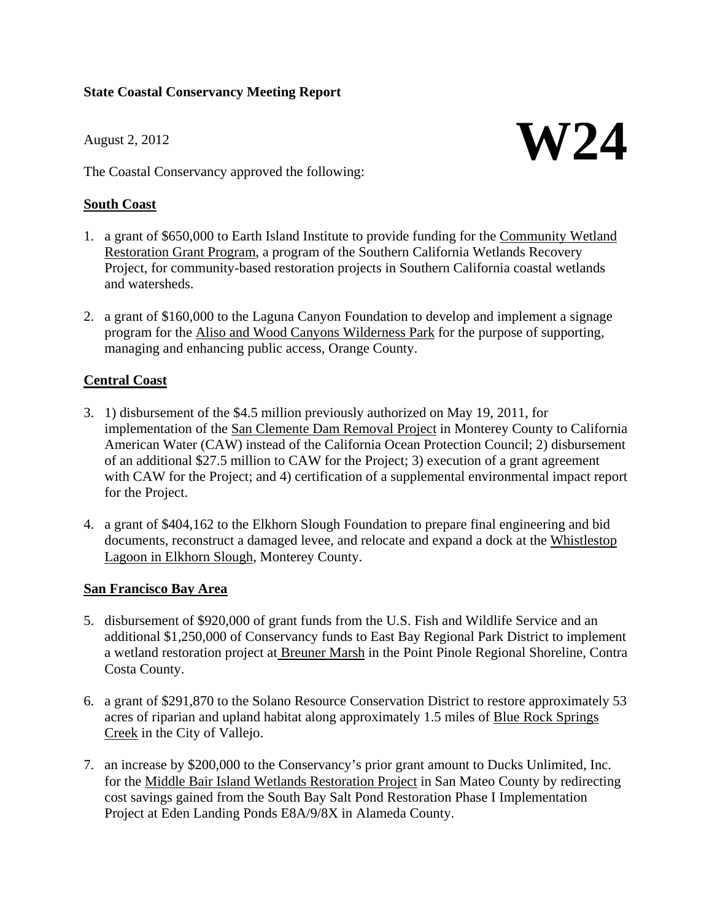**State Coastal Conservancy Meeting Report**

August 2, 2012

**W24**

The Coastal Conservancy approved the following:

## South Coast

1. a grant of $650,000 to Earth Island Institute to provide funding for the Community Wetland Restoration Grant Program, a program of the Southern California Wetlands Recovery Project, for community-based restoration projects in Southern California coastal wetlands and watersheds.

2. a grant of $160,000 to the Laguna Canyon Foundation to develop and implement a signage program for the Aliso and Wood Canyons Wilderness Park for the purpose of supporting, managing and enhancing public access, Orange County.

## Central Coast

3. 1) disbursement of the $4.5 million previously authorized on May 19, 2011, for implementation of the San Clemente Dam Removal Project in Monterey County to California American Water (CAW) instead of the California Ocean Protection Council; 2) disbursement of an additional $27.5 million to CAW for the Project; 3) execution of a grant agreement with CAW for the Project; and 4) certification of a supplemental environmental impact report for the Project.

4. a grant of $404,162 to the Elkhorn Slough Foundation to prepare final engineering and bid documents, reconstruct a damaged levee, and relocate and expand a dock at the Whistlestop Lagoon in Elkhorn Slough, Monterey County.

## San Francisco Bay Area

5. disbursement of $920,000 of grant funds from the U.S. Fish and Wildlife Service and an additional $1,250,000 of Conservancy funds to East Bay Regional Park District to implement a wetland restoration project at Breuner Marsh in the Point Pinole Regional Shoreline, Contra Costa County.

6. a grant of $291,870 to the Solano Resource Conservation District to restore approximately 53 acres of riparian and upland habitat along approximately 1.5 miles of Blue Rock Springs Creek in the City of Vallejo.

7. an increase by $200,000 to the Conservancy's prior grant amount to Ducks Unlimited, Inc. for the Middle Bair Island Wetlands Restoration Project in San Mateo County by redirecting cost savings gained from the South Bay Salt Pond Restoration Phase I Implementation Project at Eden Landing Ponds E8A/9/8X in Alameda County.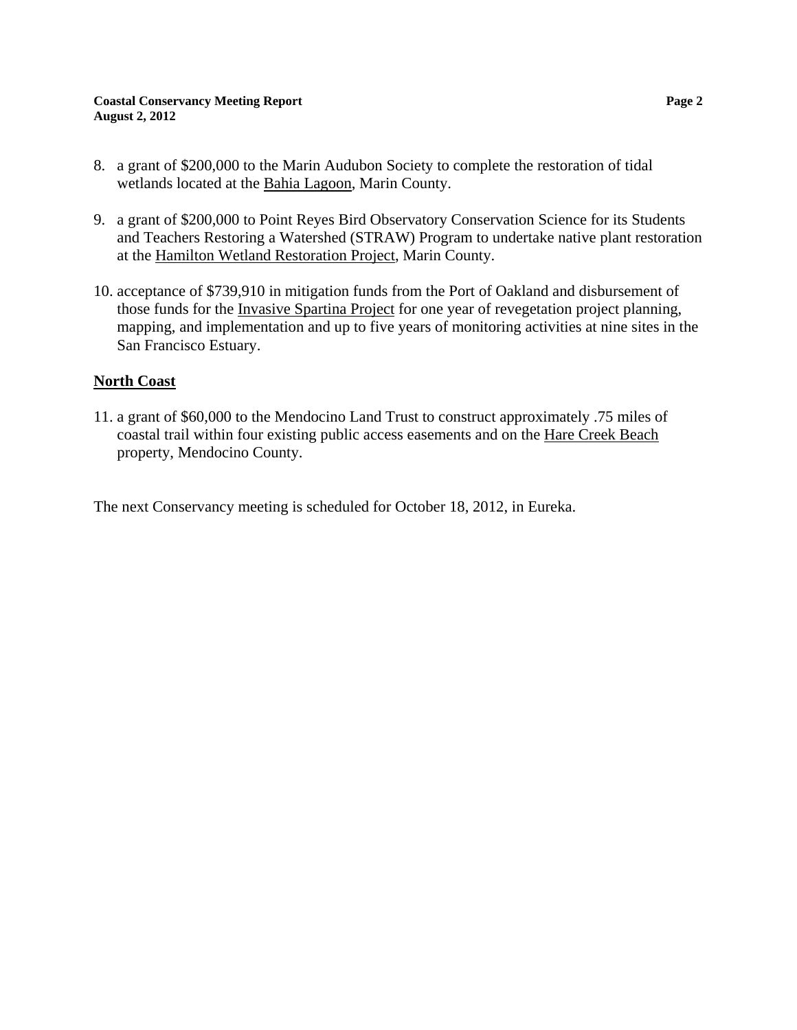8. a grant of $200,000 to the Marin Audubon Society to complete the restoration of tidal wetlands located at the Bahia Lagoon, Marin County.

9. a grant of $200,000 to Point Reyes Bird Observatory Conservation Science for its Students and Teachers Restoring a Watershed (STRAW) Program to undertake native plant restoration at the Hamilton Wetland Restoration Project, Marin County.

10. acceptance of $739,910 in mitigation funds from the Port of Oakland and disbursement of those funds for the Invasive Spartina Project for one year of revegetation project planning, mapping, and implementation and up to five years of monitoring activities at nine sites in the San Francisco Estuary.

**North Coast**

11. a grant of $60,000 to the Mendocino Land Trust to construct approximately .75 miles of coastal trail within four existing public access easements and on the Hare Creek Beach property, Mendocino County.

The next Conservancy meeting is scheduled for October 18, 2012, in Eureka.